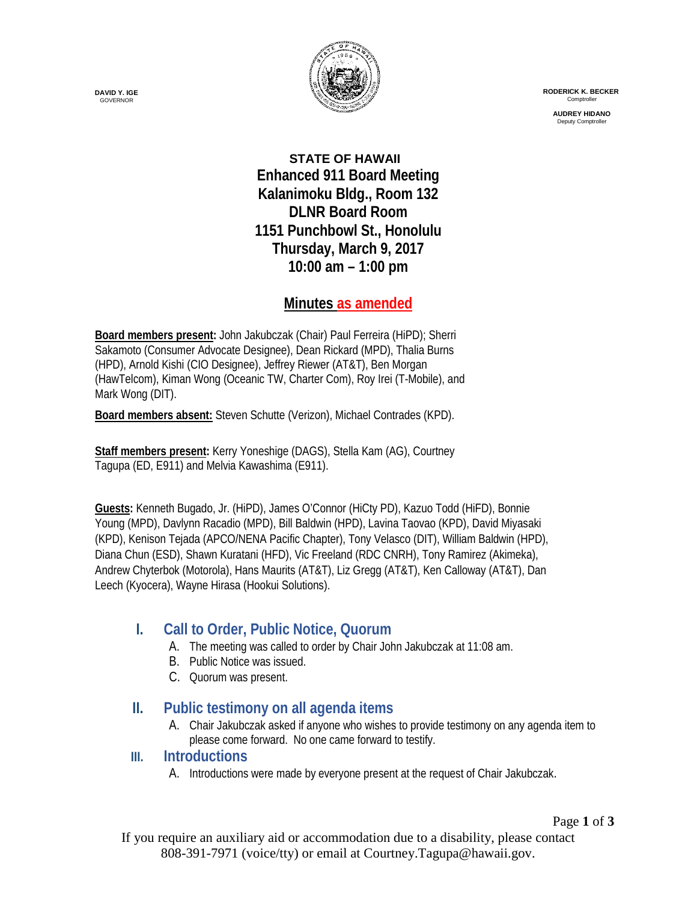**DAVID Y. IGE**
GOVERNOR

**RODERICK K. BECKER**
Comptroller

**AUDREY HIDANO**
Deputy Comptroller

# STATE OF HAWAII
## Enhanced 911 Board Meeting
## Kalanimoku Bldg., Room 132
## DLNR Board Room
## 1151 Punchbowl St., Honolulu
## Thursday, March 9, 2017
## 10:00 am – 1:00 pm

## Minutes as amended

**Board members present:** John Jakubczak (Chair) Paul Ferreira (HiPD); Sherri Sakamoto (Consumer Advocate Designee), Dean Rickard (MPD), Thalia Burns (HPD), Arnold Kishi (CIO Designee), Jeffrey Riewer (AT&T), Ben Morgan (HawTelcom), Kiman Wong (Oceanic TW, Charter Com), Roy Irei (T-Mobile), and Mark Wong (DIT).

**Board members absent:** Steven Schutte (Verizon), Michael Contrades (KPD).

**Staff members present:** Kerry Yoneshige (DAGS), Stella Kam (AG), Courtney Tagupa (ED, E911) and Melvia Kawashima (E911).

**Guests:** Kenneth Bugado, Jr. (HiPD), James O'Connor (HiCty PD), Kazuo Todd (HiFD), Bonnie Young (MPD), Davlynn Racadio (MPD), Bill Baldwin (HPD), Lavina Taovao (KPD), David Miyasaki (KPD), Kenison Tejada (APCO/NENA Pacific Chapter), Tony Velasco (DIT), William Baldwin (HPD), Diana Chun (ESD), Shawn Kuratani (HFD), Vic Freeland (RDC CNRH), Tony Ramirez (Akimeka), Andrew Chyterbok (Motorola), Hans Maurits (AT&T), Liz Gregg (AT&T), Ken Calloway (AT&T), Dan Leech (Kyocera), Wayne Hirasa (Hookui Solutions).

## I. Call to Order, Public Notice, Quorum

A. The meeting was called to order by Chair John Jakubczak at 11:08 am.
B. Public Notice was issued.
C. Quorum was present.

## II. Public testimony on all agenda items

A. Chair Jakubczak asked if anyone who wishes to provide testimony on any agenda item to please come forward. No one came forward to testify.

## III. Introductions

A. Introductions were made by everyone present at the request of Chair Jakubczak.

If you require an auxiliary aid or accommodation due to a disability, please contact 808-391-7971 (voice/tty) or email at Courtney.Tagupa@hawaii.gov.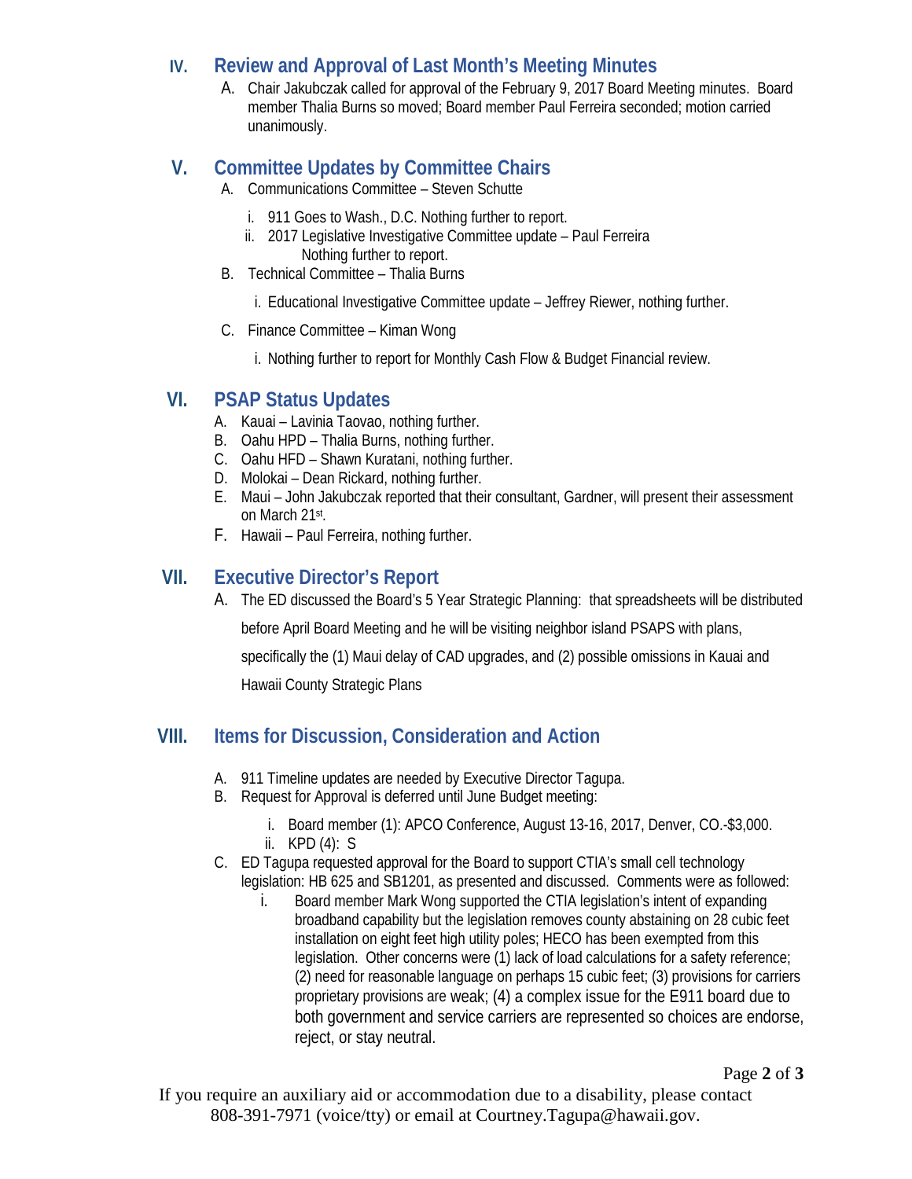## IV. Review and Approval of Last Month's Meeting Minutes

A. Chair Jakubczak called for approval of the February 9, 2017 Board Meeting minutes. Board member Thalia Burns so moved; Board member Paul Ferreira seconded; motion carried unanimously.

## V. Committee Updates by Committee Chairs

A. Communications Committee – Steven Schutte

   i. 911 Goes to Wash., D.C. Nothing further to report.
   
   ii. 2017 Legislative Investigative Committee update – Paul Ferreira
       Nothing further to report.

B. Technical Committee – Thalia Burns

   i. Educational Investigative Committee update – Jeffrey Riewer, nothing further.

C. Finance Committee – Kiman Wong

   i. Nothing further to report for Monthly Cash Flow & Budget Financial review.

## VI. PSAP Status Updates

A. Kauai – Lavinia Taovao, nothing further.
B. Oahu HPD – Thalia Burns, nothing further.
C. Oahu HFD – Shawn Kuratani, nothing further.
D. Molokai – Dean Rickard, nothing further.
E. Maui – John Jakubczak reported that their consultant, Gardner, will present their assessment on March 21st.
F. Hawaii – Paul Ferreira, nothing further.

## VII. Executive Director's Report

A. The ED discussed the Board's 5 Year Strategic Planning: that spreadsheets will be distributed before April Board Meeting and he will be visiting neighbor island PSAPS with plans, specifically the (1) Maui delay of CAD upgrades, and (2) possible omissions in Kauai and Hawaii County Strategic Plans

## VIII. Items for Discussion, Consideration and Action

A. 911 Timeline updates are needed by Executive Director Tagupa.
B. Request for Approval is deferred until June Budget meeting:

   i. Board member (1): APCO Conference, August 13-16, 2017, Denver, CO.-$3,000.
   
   ii. KPD (4): S

C. ED Tagupa requested approval for the Board to support CTIA's small cell technology legislation: HB 625 and SB1201, as presented and discussed. Comments were as followed:

   i. Board member Mark Wong supported the CTIA legislation's intent of expanding broadband capability but the legislation removes county abstaining on 28 cubic feet installation on eight feet high utility poles; HECO has been exempted from this legislation. Other concerns were (1) lack of load calculations for a safety reference; (2) need for reasonable language on perhaps 15 cubic feet; (3) provisions for carriers proprietary provisions are weak; (4) a complex issue for the E911 board due to both government and service carriers are represented so choices are endorse, reject, or stay neutral.

If you require an auxiliary aid or accommodation due to a disability, please contact 808-391-7971 (voice/tty) or email at Courtney.Tagupa@hawaii.gov.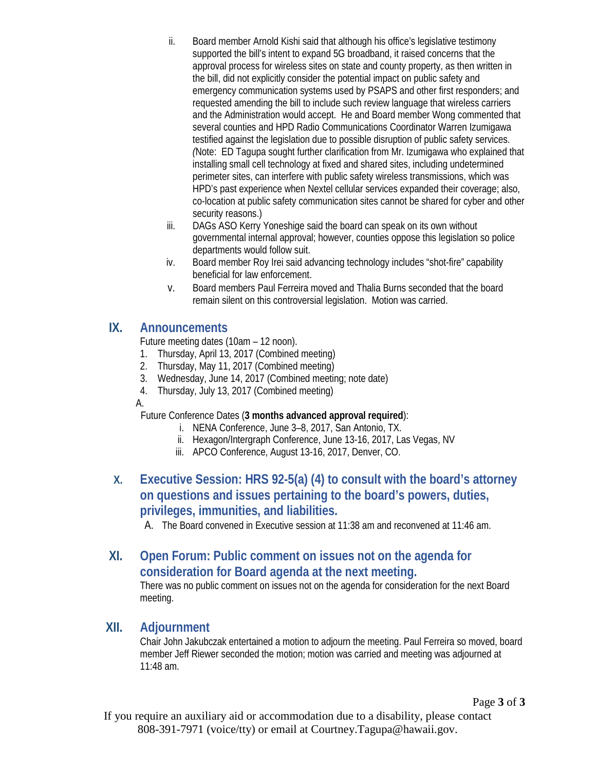ii. Board member Arnold Kishi said that although his office's legislative testimony supported the bill's intent to expand 5G broadband, it raised concerns that the approval process for wireless sites on state and county property, as then written in the bill, did not explicitly consider the potential impact on public safety and emergency communication systems used by PSAPS and other first responders; and requested amending the bill to include such review language that wireless carriers and the Administration would accept. He and Board member Wong commented that several counties and HPD Radio Communications Coordinator Warren Izumigawa testified against the legislation due to possible disruption of public safety services. (Note: ED Tagupa sought further clarification from Mr. Izumigawa who explained that installing small cell technology at fixed and shared sites, including undetermined perimeter sites, can interfere with public safety wireless transmissions, which was HPD's past experience when Nextel cellular services expanded their coverage; also, co-location at public safety communication sites cannot be shared for cyber and other security reasons.)

iii. DAGs ASO Kerry Yoneshige said the board can speak on its own without governmental internal approval; however, counties oppose this legislation so police departments would follow suit.

iv. Board member Roy Irei said advancing technology includes "shot-fire" capability beneficial for law enforcement.

v. Board members Paul Ferreira moved and Thalia Burns seconded that the board remain silent on this controversial legislation. Motion was carried.

## IX. Announcements

Future meeting dates (10am – 12 noon).

1. Thursday, April 13, 2017 (Combined meeting)
2. Thursday, May 11, 2017 (Combined meeting)
3. Wednesday, June 14, 2017 (Combined meeting; note date)
4. Thursday, July 13, 2017 (Combined meeting)

A.

Future Conference Dates (**3 months advanced approval required**):

i. NENA Conference, June 3–8, 2017, San Antonio, TX.
ii. Hexagon/Intergraph Conference, June 13-16, 2017, Las Vegas, NV
iii. APCO Conference, August 13-16, 2017, Denver, CO.

## X. Executive Session: HRS 92-5(a) (4) to consult with the board's attorney on questions and issues pertaining to the board's powers, duties, privileges, immunities, and liabilities.

A. The Board convened in Executive session at 11:38 am and reconvened at 11:46 am.

## XI. Open Forum: Public comment on issues not on the agenda for consideration for Board agenda at the next meeting.

There was no public comment on issues not on the agenda for consideration for the next Board meeting.

## XII. Adjournment

Chair John Jakubczak entertained a motion to adjourn the meeting. Paul Ferreira so moved, board member Jeff Riewer seconded the motion; motion was carried and meeting was adjourned at 11:48 am.

If you require an auxiliary aid or accommodation due to a disability, please contact 808-391-7971 (voice/tty) or email at Courtney.Tagupa@hawaii.gov.